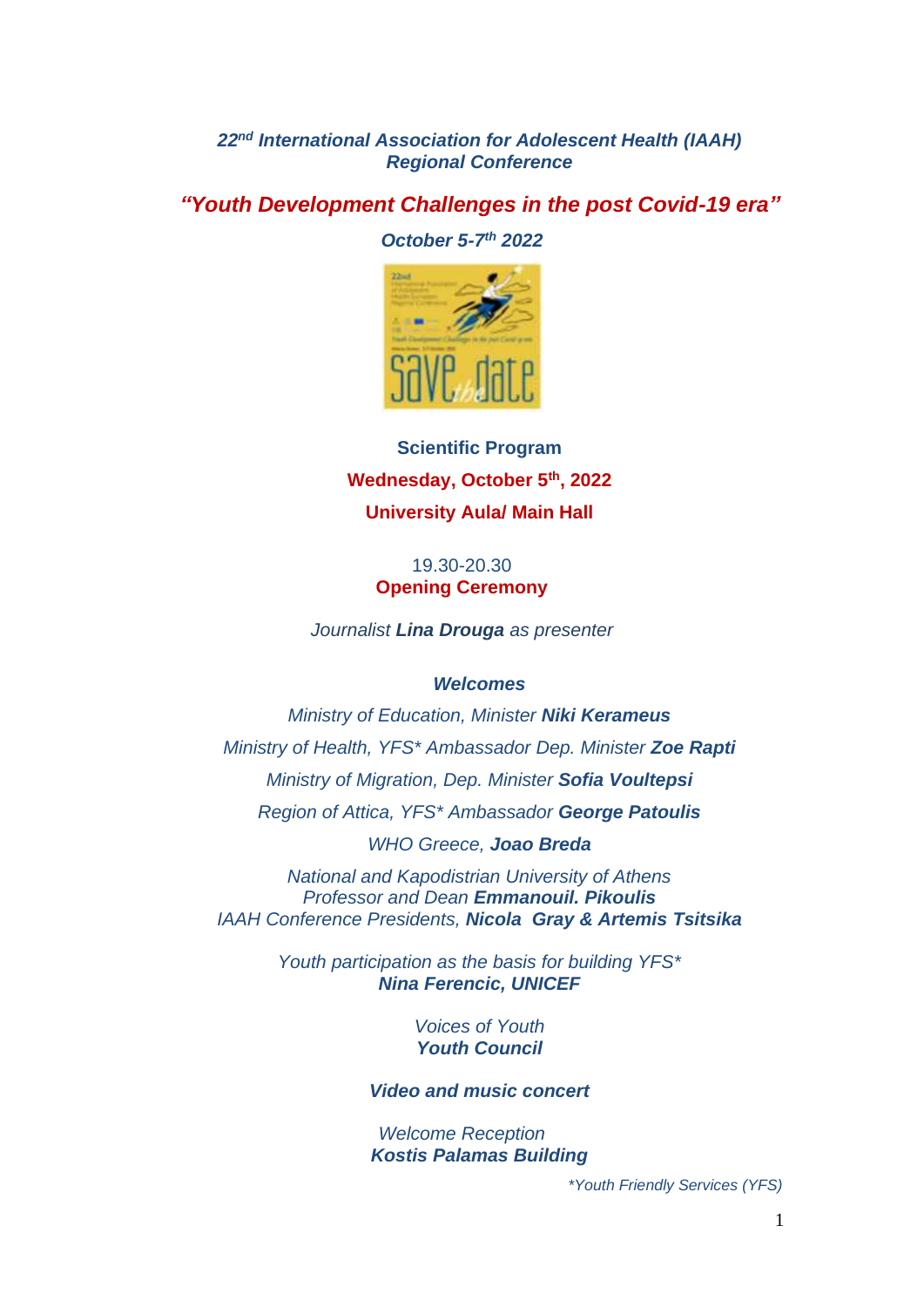***22nd International Association for Adolescent Health (IAAH) Regional Conference***

# *"Youth Development Challenges in the post Covid-19 era"*

***October 5-7th 2022***

## Scientific Program

## Wednesday, October 5th, 2022

## University Aula/ Main Hall

19.30-20.30

**Opening Ceremony**

*Journalist **Lina Drouga** as presenter*

***Welcomes***

*Ministry of Education, Minister **Niki Kerameus***

*Ministry of Health, YFS* Ambassador Dep. Minister **Zoe Rapti***

*Ministry of Migration, Dep. Minister **Sofia Voultepsi***

*Region of Attica, YFS* Ambassador **George Patoulis***

*WHO Greece, **Joao Breda***

*National and Kapodistrian University of Athens Professor and Dean **Emmanouil. Pikoulis***

*IAAH Conference Presidents, **Nicola Gray & Artemis Tsitsika***

*Youth participation as the basis for building YFS**

***Nina Ferencic, UNICEF***

*Voices of Youth*

***Youth Council***

***Video and music concert***

*Welcome Reception*

***Kostis Palamas Building***

**Youth Friendly Services (YFS)*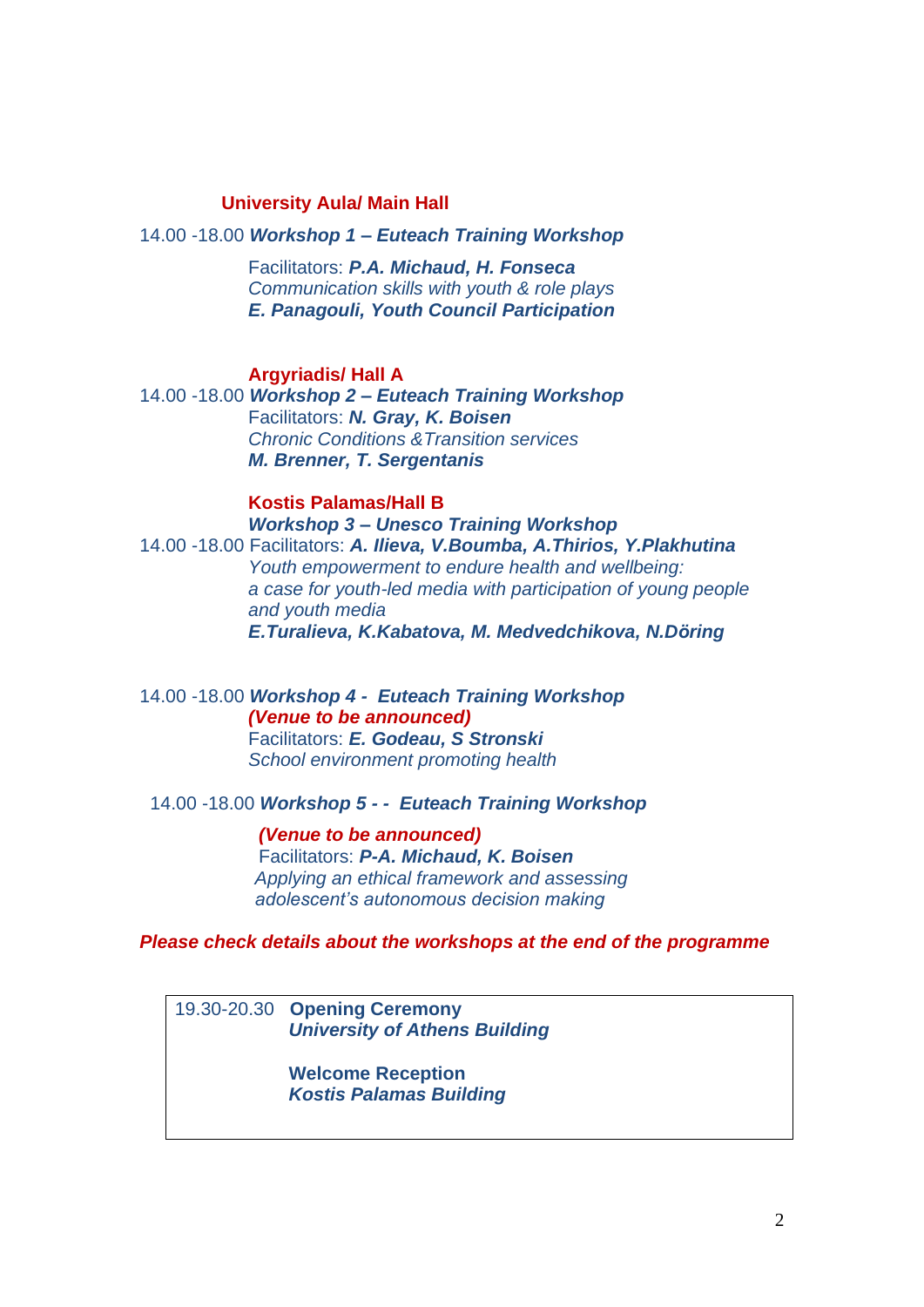**University Aula/ Main Hall**

14.00 -18.00 ***Workshop 1 – Euteach Training Workshop***

Facilitators: ***P.A. Michaud, H. Fonseca***
*Communication skills with youth & role plays*
***E. Panagouli, Youth Council Participation***

**Argyriadis/ Hall A**

14.00 -18.00 ***Workshop 2 – Euteach Training Workshop***
Facilitators: ***N. Gray, K. Boisen***
*Chronic Conditions &Transition services*
***M. Brenner, T. Sergentanis***

**Kostis Palamas/Hall B**

***Workshop 3 – Unesco Training Workshop***
14.00 -18.00 Facilitators: ***A. Ilieva, V.Boumba, A.Thirios, Y.Plakhutina***
*Youth empowerment to endure health and wellbeing: a case for youth-led media with participation of young people and youth media*
***E.Turalieva, K.Kabatova, M. Medvedchikova, N.Döring***

14.00 -18.00 ***Workshop 4 - Euteach Training Workshop***
***(Venue to be announced)***
Facilitators: ***E. Godeau, S Stronski***
*School environment promoting health*

14.00 -18.00 ***Workshop 5 - - Euteach Training Workshop***

***(Venue to be announced)***
Facilitators: ***P-A. Michaud, K. Boisen***
*Applying an ethical framework and assessing adolescent's autonomous decision making*

***Please check details about the workshops at the end of the programme***

19.30-20.30 **Opening Ceremony**
***University of Athens Building***

**Welcome Reception**
***Kostis Palamas Building***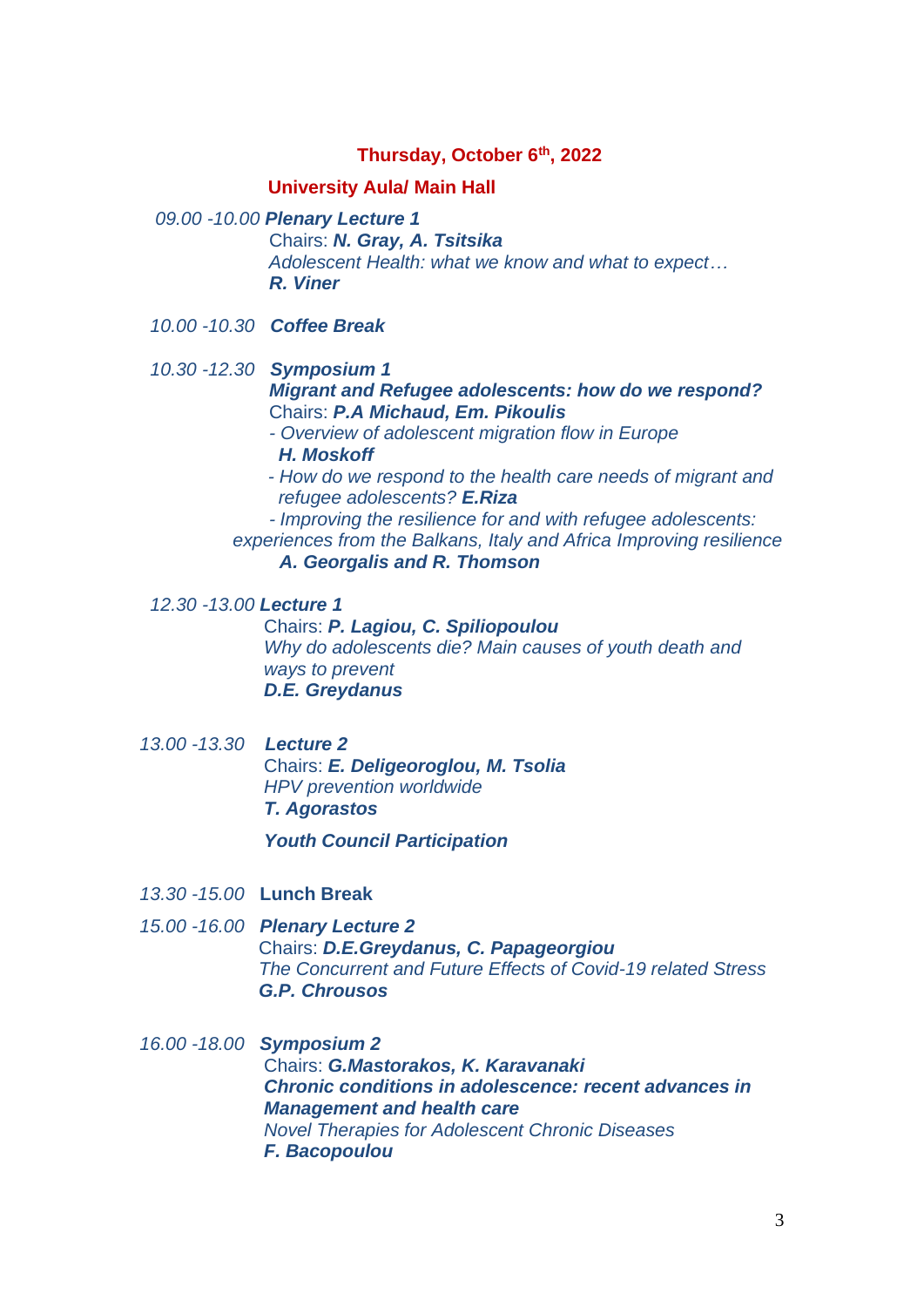## Thursday, October 6th, 2022

### University Aula/ Main Hall

*09.00 -10.00* ***Plenary Lecture 1***

Chairs: ***N. Gray, A. Tsitsika***

*Adolescent Health: what we know and what to expect…*

***R. Viner***

*10.00 -10.30* ***Coffee Break***

*10.30 -12.30* ***Symposium 1***

***Migrant and Refugee adolescents: how do we respond?***

Chairs: ***P.A Michaud, Em. Pikoulis***

- *Overview of adolescent migration flow in Europe*
  ***H. Moskoff***
- *How do we respond to the health care needs of migrant and refugee adolescents?* ***E.Riza***
- *Improving the resilience for and with refugee adolescents: experiences from the Balkans, Italy and Africa Improving resilience*
  ***A. Georgalis and R. Thomson***

*12.30 -13.00* ***Lecture 1***

Chairs: ***P. Lagiou, C. Spiliopoulou***

*Why do adolescents die? Main causes of youth death and ways to prevent*

***D.E. Greydanus***

*13.00 -13.30* ***Lecture 2***

Chairs: ***E. Deligeoroglou, M. Tsolia***

*HPV prevention worldwide*

***T. Agorastos***

***Youth Council Participation***

*13.30 -15.00* **Lunch Break**

*15.00 -16.00* ***Plenary Lecture 2***

Chairs: ***D.E.Greydanus, C. Papageorgiou***

*The Concurrent and Future Effects of Covid-19 related Stress*

***G.P. Chrousos***

*16.00 -18.00* ***Symposium 2***

Chairs: ***G.Mastorakos, K. Karavanaki***

***Chronic conditions in adolescence: recent advances in Management and health care***

*Novel Therapies for Adolescent Chronic Diseases*

***F. Bacopoulou***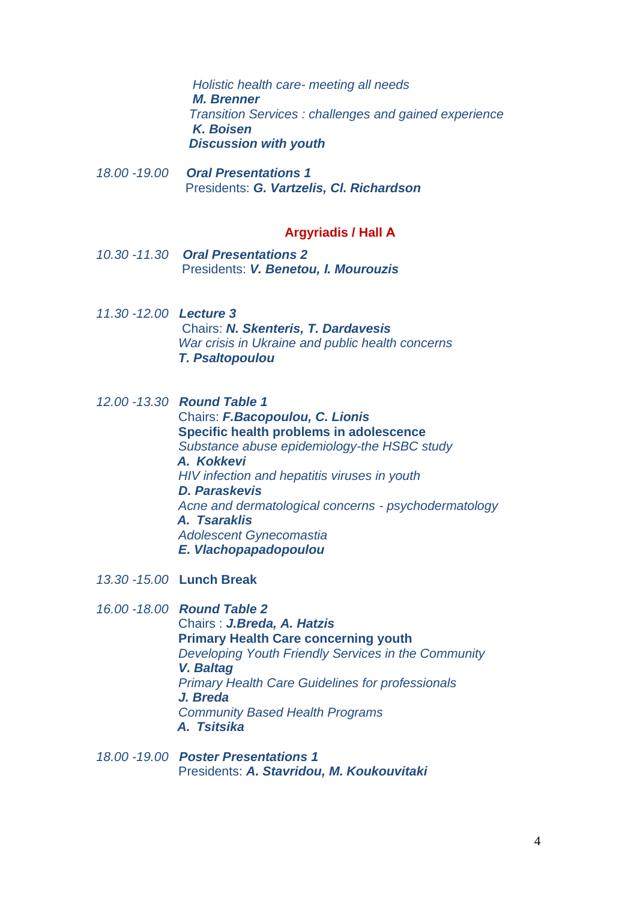*Holistic health care- meeting all needs*
***M. Brenner***
*Transition Services : challenges and gained experience*
***K. Boisen***
***Discussion with youth***

*18.00 -19.00* ***Oral Presentations 1***
Presidents: ***G. Vartzelis, Cl. Richardson***

## Argyriadis / Hall A

*10.30 -11.30* ***Oral Presentations 2***
Presidents: ***V. Benetou, I. Mourouzis***

*11.30 -12.00* ***Lecture 3***
Chairs: ***N. Skenteris, T. Dardavesis***
*War crisis in Ukraine and public health concerns*
***T. Psaltopoulou***

*12.00 -13.30* ***Round Table 1***
Chairs: ***F.Bacopoulou, C. Lionis***
**Specific health problems in adolescence**
*Substance abuse epidemiology-the HSBC study*
***A. Kokkevi***
*HIV infection and hepatitis viruses in youth*
***D. Paraskevis***
*Acne and dermatological concerns - psychodermatology*
***A. Tsaraklis***
*Adolescent Gynecomastia*
***E. Vlachopapadopoulou***

*13.30 -15.00* **Lunch Break**

*16.00 -18.00* ***Round Table 2***
Chairs : ***J.Breda, A. Hatzis***
**Primary Health Care concerning youth**
*Developing Youth Friendly Services in the Community*
***V. Baltag***
*Primary Health Care Guidelines for professionals*
***J. Breda***
*Community Based Health Programs*
***A. Tsitsika***

*18.00 -19.00* ***Poster Presentations 1***
Presidents: ***A. Stavridou, M. Koukouvitaki***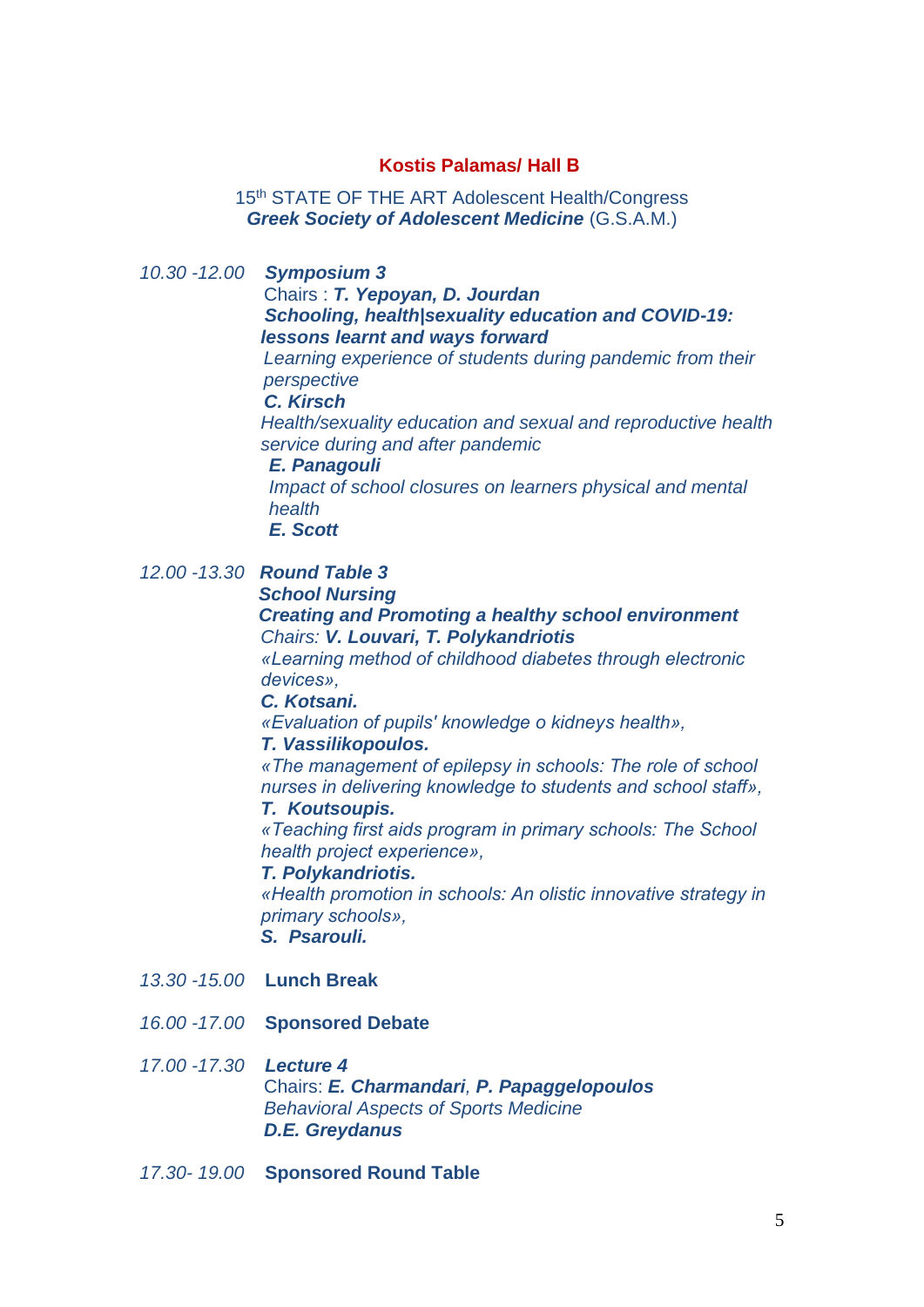## Kostis Palamas/ Hall B

15th STATE OF THE ART Adolescent Health/Congress
***Greek Society of Adolescent Medicine*** (G.S.A.M.)

*10.30 -12.00* ***Symposium 3***

Chairs : ***T. Yepoyan, D. Jourdan***

***Schooling, health|sexuality education and COVID-19: lessons learnt and ways forward***

*Learning experience of students during pandemic from their perspective*

***C. Kirsch***

*Health/sexuality education and sexual and reproductive health service during and after pandemic*

***E. Panagouli***

*Impact of school closures on learners physical and mental health*

***E. Scott***

*12.00 -13.30* ***Round Table 3***

***School Nursing***

***Creating and Promoting a healthy school environment***

*Chairs:* ***V. Louvari, T. Polykandriotis***

*«Learning method of childhood diabetes through electronic devices»,*

***C. Kotsani.***

*«Evaluation of pupils' knowledge o kidneys health»,*

***T. Vassilikopoulos.***

*«The management of epilepsy in schools: The role of school nurses in delivering knowledge to students and school staff»,*

***T. Koutsoupis.***

*«Teaching first aids program in primary schools: The School health project experience»,*

***T. Polykandriotis.***

*«Health promotion in schools: An olistic innovative strategy in primary schools»,*

***S. Psarouli.***

*13.30 -15.00* **Lunch Break**

*16.00 -17.00* **Sponsored Debate**

*17.00 -17.30* ***Lecture 4***

Chairs: ***E. Charmandari***, ***P. Papaggelopoulos***

*Behavioral Aspects of Sports Medicine*

***D.E. Greydanus***

*17.30- 19.00* **Sponsored Round Table**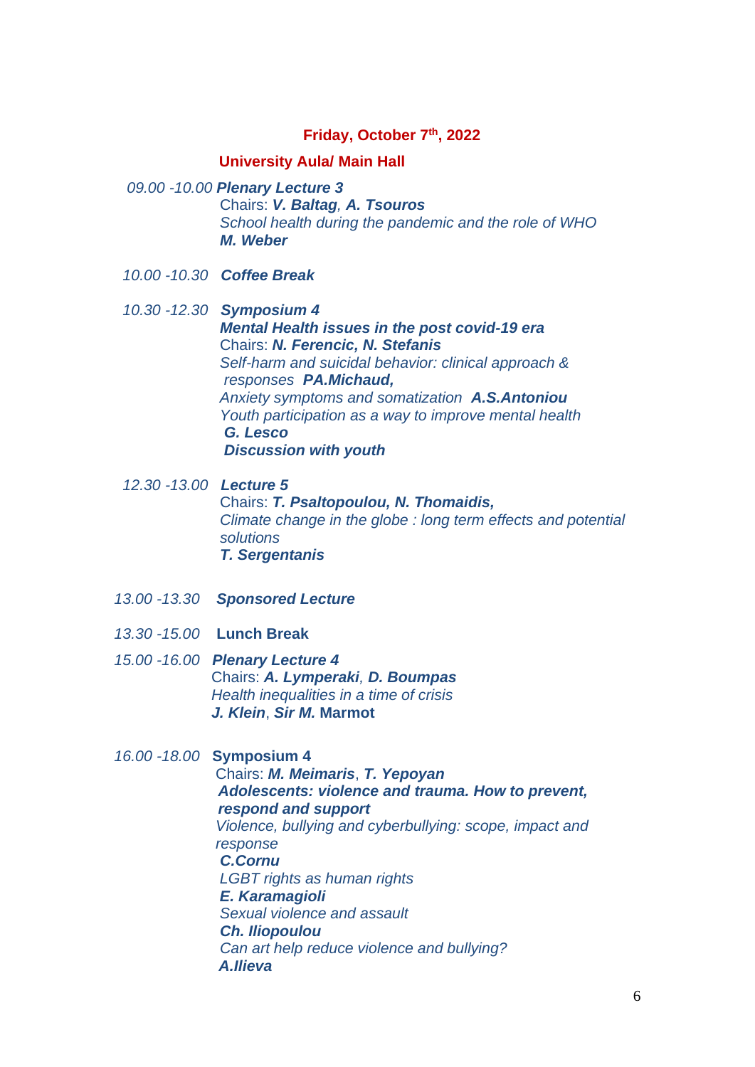## Friday, October 7th, 2022

### University Aula/ Main Hall

*09.00 -10.00* ***Plenary Lecture 3***
Chairs: ***V. Baltag**, **A. Tsouros***
*School health during the pandemic and the role of WHO*
***M. Weber***

*10.00 -10.30* ***Coffee Break***

*10.30 -12.30* ***Symposium 4***
***Mental Health issues in the post covid-19 era***
Chairs: ***N. Ferencic, N. Stefanis***
*Self-harm and suicidal behavior: clinical approach & responses* ***PA.Michaud,***
*Anxiety symptoms and somatization* ***A.S.Antoniou***
*Youth participation as a way to improve mental health*
***G. Lesco***
***Discussion with youth***

*12.30 -13.00* ***Lecture 5***
Chairs: ***T. Psaltopoulou, N. Thomaidis,***
*Climate change in the globe : long term effects and potential solutions*
***T. Sergentanis***

*13.00 -13.30* ***Sponsored Lecture***

*13.30 -15.00* **Lunch Break**

*15.00 -16.00* ***Plenary Lecture 4***
Chairs: ***A. Lymperaki**, **D. Boumpas***
*Health inequalities in a time of crisis*
***J. Klein**, **Sir M.** **Marmot***

*16.00 -18.00* **Symposium 4**
Chairs: ***M. Meimaris**, **T. Yepoyan***
***Adolescents: violence and trauma. How to prevent, respond and support***
*Violence, bullying and cyberbullying: scope, impact and response*
***C.Cornu***
*LGBT rights as human rights*
***E. Karamagioli***
*Sexual violence and assault*
***Ch. Iliopoulou***
*Can art help reduce violence and bullying?*
***A.Ilieva***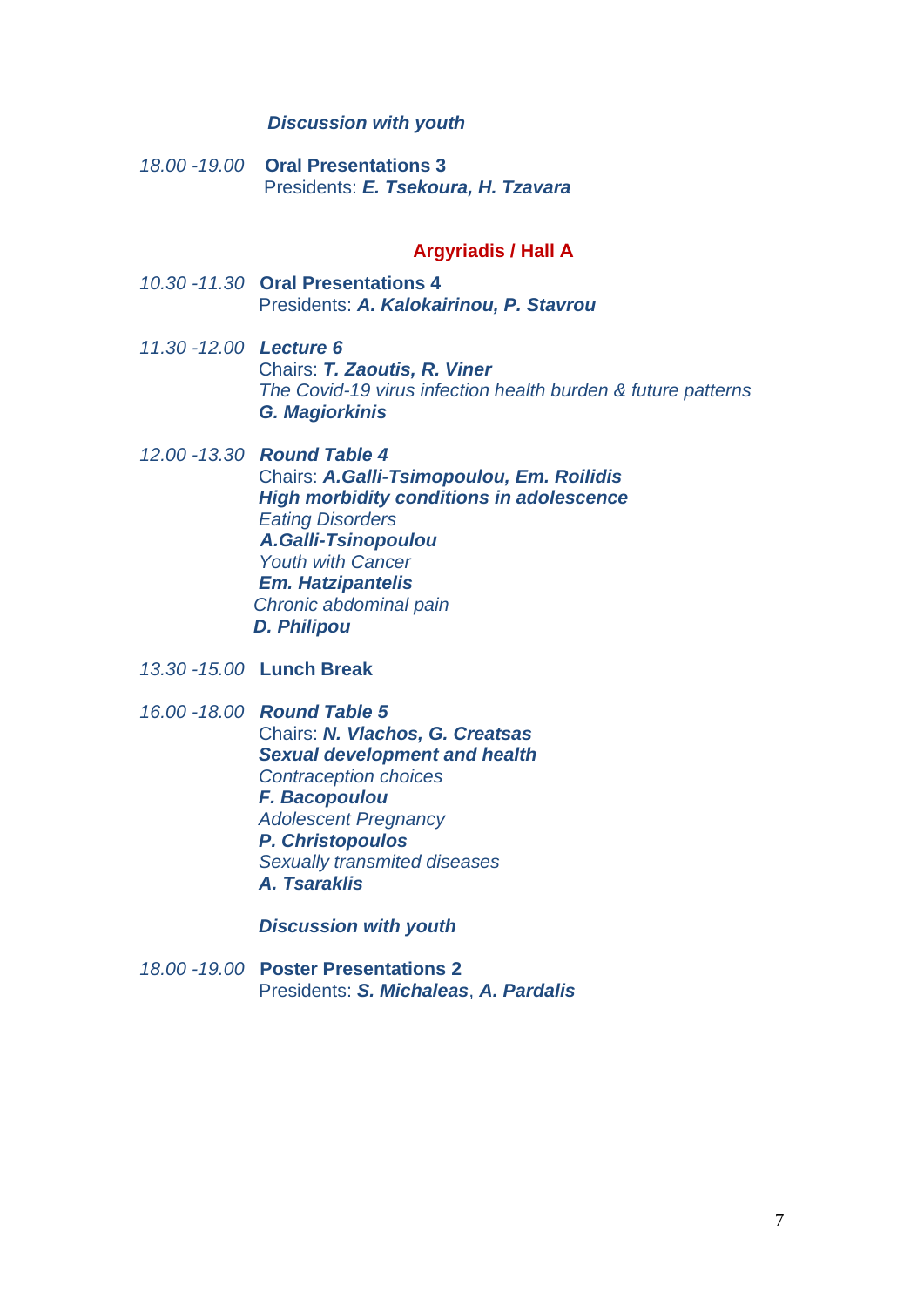***Discussion with youth***

*18.00 -19.00* **Oral Presentations 3**
Presidents: ***E. Tsekoura, H. Tzavara***

## Argyriadis / Hall A

*10.30 -11.30* **Oral Presentations 4**
Presidents: ***A. Kalokairinou, P. Stavrou***

*11.30 -12.00* ***Lecture 6***
Chairs: ***T. Zaoutis, R. Viner***
*The Covid-19 virus infection health burden & future patterns*
***G. Magiorkinis***

*12.00 -13.30* ***Round Table 4***
Chairs: ***A.Galli-Tsimopoulou, Em. Roilidis***
***High morbidity conditions in adolescence***
*Eating Disorders*
***A.Galli-Tsinopoulou***
*Youth with Cancer*
***Em. Hatzipantelis***
*Chronic abdominal pain*
***D. Philipou***

*13.30 -15.00* **Lunch Break**

*16.00 -18.00* ***Round Table 5***
Chairs: ***N. Vlachos, G. Creatsas***
***Sexual development and health***
*Contraception choices*
***F. Bacopoulou***
*Adolescent Pregnancy*
***P. Christopoulos***
*Sexually transmited diseases*
***A. Tsaraklis***

***Discussion with youth***

*18.00 -19.00* **Poster Presentations 2**
Presidents: ***S. Michaleas***, ***A. Pardalis***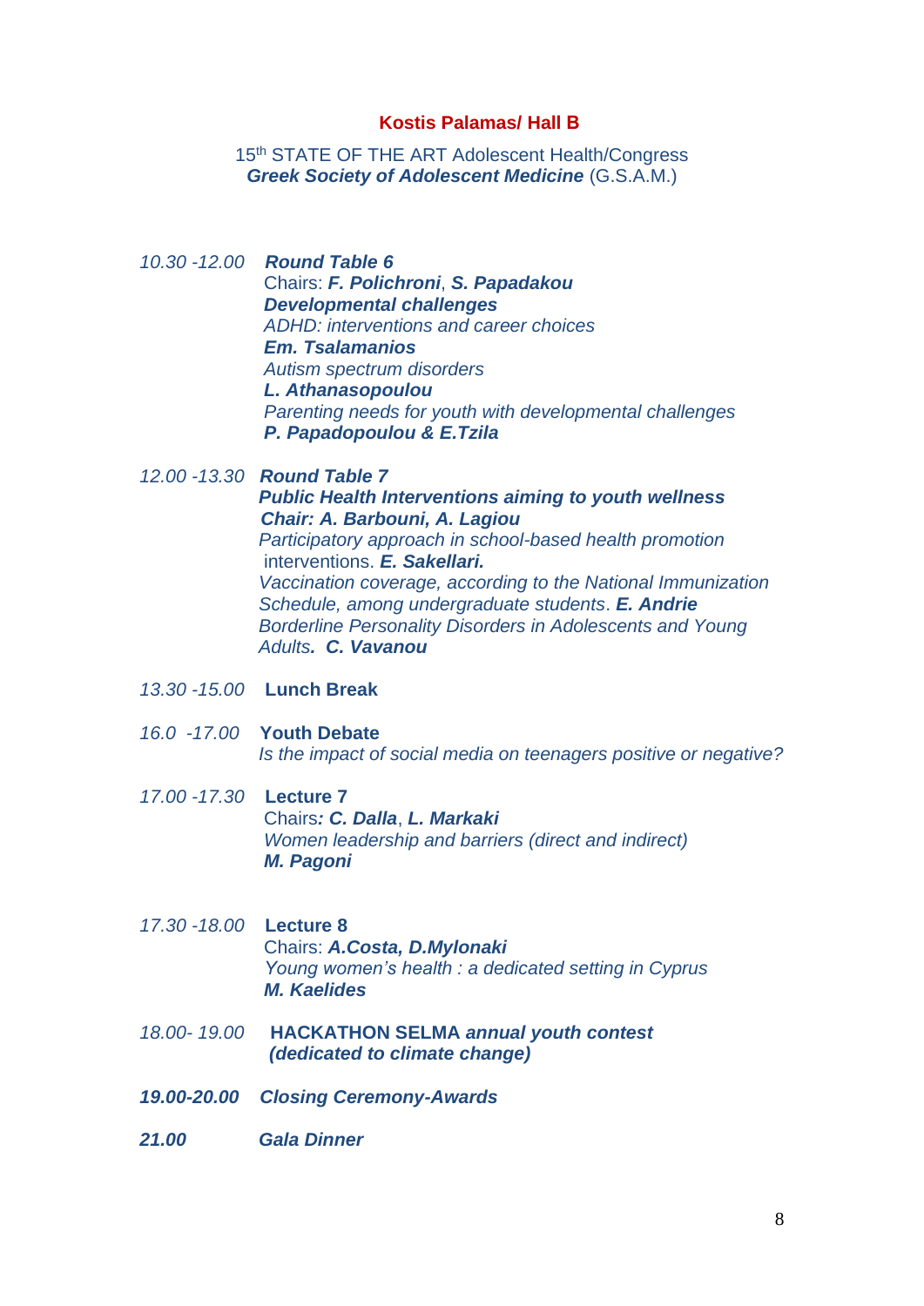## Kostis Palamas/ Hall B

15th STATE OF THE ART Adolescent Health/Congress
***Greek Society of Adolescent Medicine*** (G.S.A.M.)

*10.30 -12.00* ***Round Table 6***
Chairs: ***F. Polichroni***, ***S. Papadakou***
***Developmental challenges***
*ADHD: interventions and career choices*
***Em. Tsalamanios***
*Autism spectrum disorders*
***L. Athanasopoulou***
*Parenting needs for youth with developmental challenges*
***P. Papadopoulou & E.Tzila***

*12.00 -13.30* ***Round Table 7***
***Public Health Interventions aiming to youth wellness***
***Chair: A. Barbouni, A. Lagiou***
*Participatory approach in school-based health promotion* interventions. ***E. Sakellari.***
*Vaccination coverage, according to the National Immunization Schedule, among undergraduate students*. ***E. Andrie***
*Borderline Personality Disorders in Adolescents and Young Adults****. C. Vavanou***

*13.30 -15.00* **Lunch Break**

*16.0 -17.00* **Youth Debate**
*Is the impact of social media on teenagers positive or negative?*

*17.00 -17.30* **Lecture 7**
Chairs***: C. Dalla***, ***L. Markaki***
*Women leadership and barriers (direct and indirect)*
***M. Pagoni***

*17.30 -18.00* **Lecture 8**
Chairs: ***A.Costa, D.Mylonaki***
*Young women's health : a dedicated setting in Cyprus*
***M. Kaelides***

*18.00- 19.00* **HACKATHON SELMA *annual youth contest (dedicated to climate change)***

***19.00-20.00*** ***Closing Ceremony-Awards***

***21.00*** ***Gala Dinner***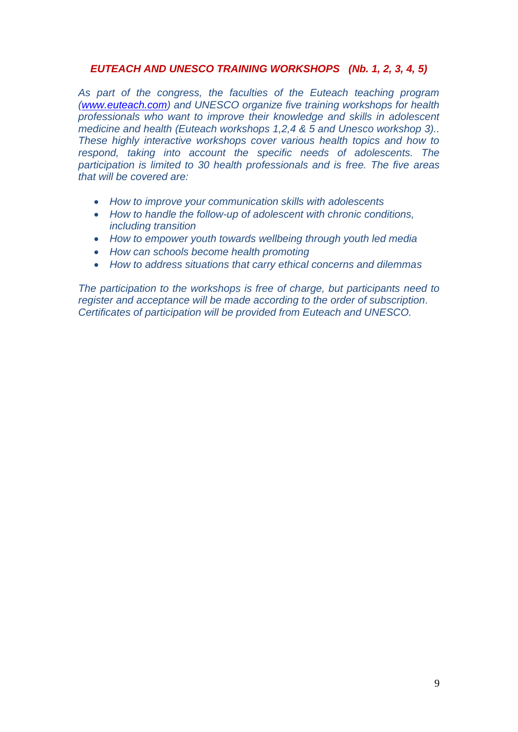### *EUTEACH AND UNESCO TRAINING WORKSHOPS (Nb. 1, 2, 3, 4, 5)*

*As part of the congress, the faculties of the Euteach teaching program ([www.euteach.com](http://www.euteach.com)) and UNESCO organize five training workshops for health professionals who want to improve their knowledge and skills in adolescent medicine and health (Euteach workshops 1,2,4 & 5 and Unesco workshop 3).. These highly interactive workshops cover various health topics and how to respond, taking into account the specific needs of adolescents. The participation is limited to 30 health professionals and is free. The five areas that will be covered are:*

- *How to improve your communication skills with adolescents*
- *How to handle the follow-up of adolescent with chronic conditions, including transition*
- *How to empower youth towards wellbeing through youth led media*
- *How can schools become health promoting*
- *How to address situations that carry ethical concerns and dilemmas*

*The participation to the workshops is free of charge, but participants need to register and acceptance will be made according to the order of subscription. Certificates of participation will be provided from Euteach and UNESCO.*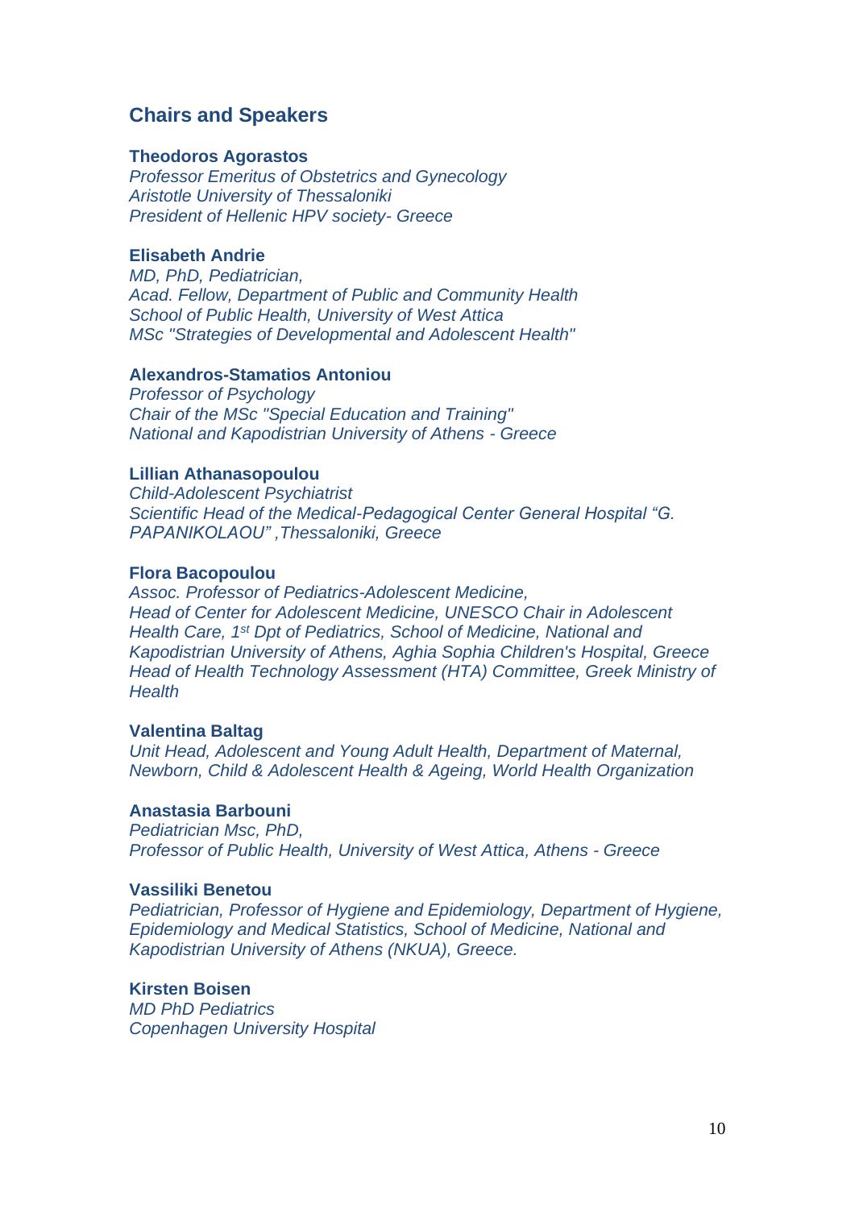## Chairs and Speakers

**Theodoros Agorastos**
*Professor Emeritus of Obstetrics and Gynecology*
*Aristotle University of Thessaloniki*
*President of Hellenic HPV society- Greece*

**Elisabeth Andrie**
*MD, PhD, Pediatrician,*
*Acad. Fellow, Department of Public and Community Health*
*School of Public Health, University of West Attica*
*MSc "Strategies of Developmental and Adolescent Health"*

**Alexandros-Stamatios Antoniou**
*Professor of Psychology*
*Chair of the MSc "Special Education and Training"*
*National and Kapodistrian University of Athens - Greece*

**Lillian Athanasopoulou**
*Child-Adolescent Psychiatrist*
*Scientific Head of the Medical-Pedagogical Center General Hospital "G. PAPANIKOLAOU" ,Thessaloniki, Greece*

**Flora Bacopoulou**
*Assoc. Professor of Pediatrics-Adolescent Medicine,*
*Head of Center for Adolescent Medicine, UNESCO Chair in Adolescent Health Care, 1st Dpt of Pediatrics, School of Medicine, National and Kapodistrian University of Athens, Aghia Sophia Children's Hospital, Greece*
*Head of Health Technology Assessment (HTA) Committee, Greek Ministry of Health*

**Valentina Baltag**
*Unit Head, Adolescent and Young Adult Health, Department of Maternal, Newborn, Child & Adolescent Health & Ageing, World Health Organization*

**Anastasia Barbouni**
*Pediatrician Msc, PhD,*
*Professor of Public Health, University of West Attica, Athens - Greece*

**Vassiliki Benetou**
*Pediatrician, Professor of Hygiene and Epidemiology, Department of Hygiene, Epidemiology and Medical Statistics, School of Medicine, National and Kapodistrian University of Athens (NKUA), Greece.*

**Kirsten Boisen**
*MD PhD Pediatrics*
*Copenhagen University Hospital*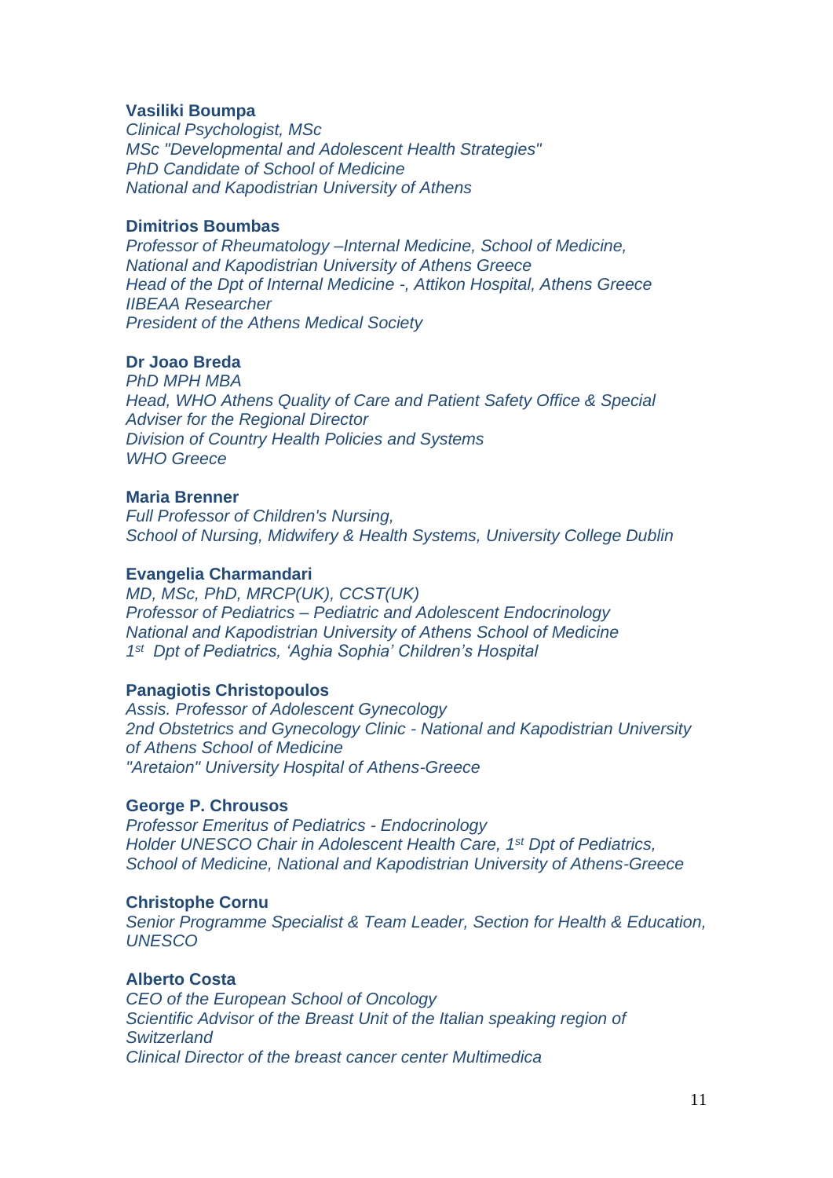**Vasiliki Boumpa**
*Clinical Psychologist, MSc*
*MSc "Developmental and Adolescent Health Strategies"*
*PhD Candidate of School of Medicine*
*National and Kapodistrian University of Athens*

**Dimitrios Boumbas**
*Professor of Rheumatology –Internal Medicine, School of Medicine,*
*National and Kapodistrian University of Athens Greece*
*Head of the Dpt of Internal Medicine -, Attikon Hospital, Athens Greece*
*IIBEAA Researcher*
*President of the Athens Medical Society*

**Dr Joao Breda**
*PhD MPH MBA*
*Head, WHO Athens Quality of Care and Patient Safety Office & Special Adviser for the Regional Director*
*Division of Country Health Policies and Systems*
*WHO Greece*

**Maria Brenner**
*Full Professor of Children's Nursing,*
*School of Nursing, Midwifery & Health Systems, University College Dublin*

**Evangelia Charmandari**
*MD, MSc, PhD, MRCP(UK), CCST(UK)*
*Professor of Pediatrics – Pediatric and Adolescent Endocrinology*
*National and Kapodistrian University of Athens School of Medicine*
*1st Dpt of Pediatrics, 'Aghia Sophia' Children's Hospital*

**Panagiotis Christopoulos**
*Assis. Professor of Adolescent Gynecology*
*2nd Obstetrics and Gynecology Clinic - National and Kapodistrian University of Athens School of Medicine*
*"Aretaion" University Hospital of Athens-Greece*

**George P. Chrousos**
*Professor Emeritus of Pediatrics - Endocrinology*
*Holder UNESCO Chair in Adolescent Health Care, 1st Dpt of Pediatrics, School of Medicine, National and Kapodistrian University of Athens-Greece*

**Christophe Cornu**
*Senior Programme Specialist & Team Leader, Section for Health & Education, UNESCO*

**Alberto Costa**
*CEO of the European School of Oncology*
*Scientific Advisor of the Breast Unit of the Italian speaking region of Switzerland*
*Clinical Director of the breast cancer center Multimedica*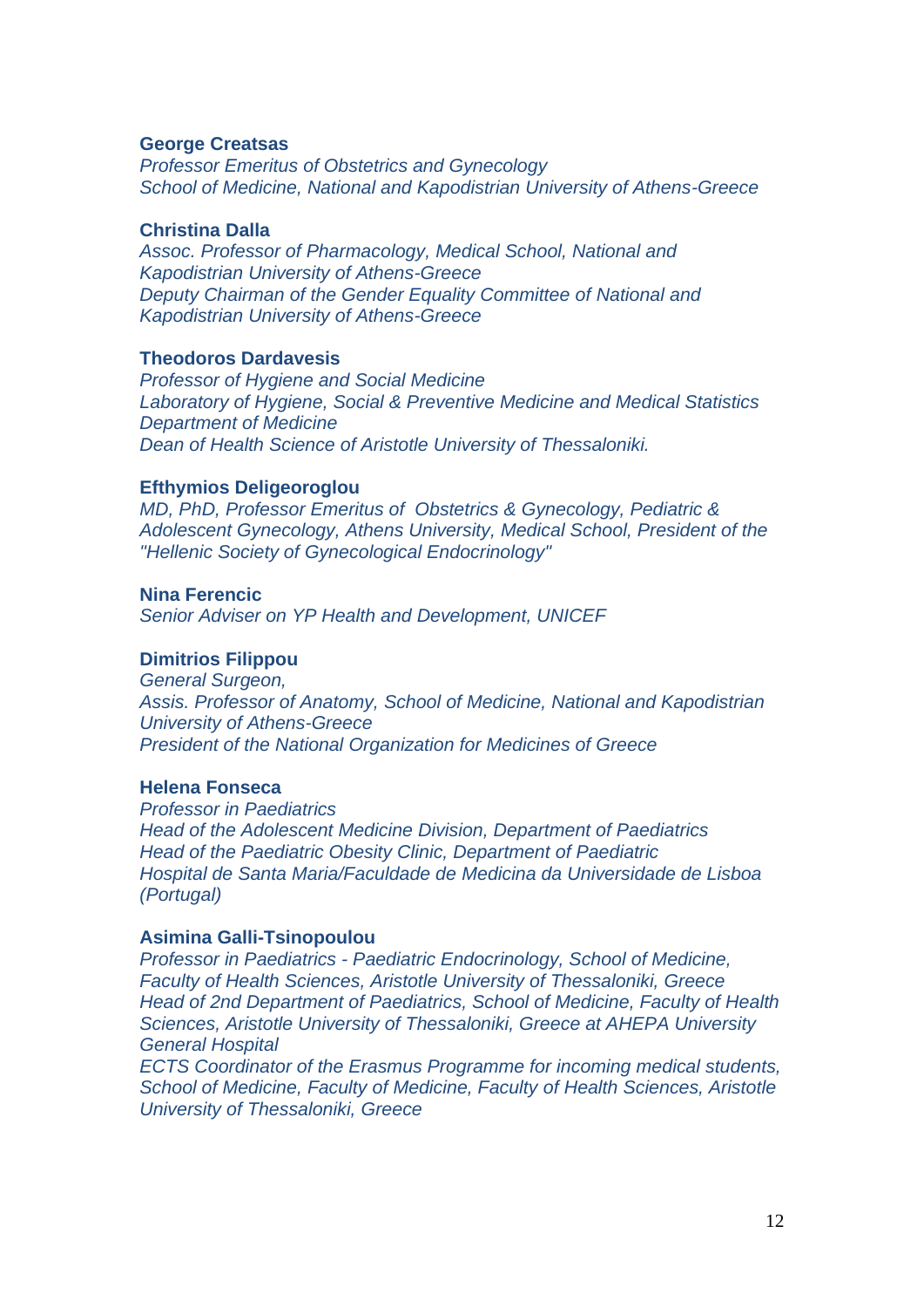**George Creatsas**
*Professor Emeritus of Obstetrics and Gynecology*
*School of Medicine, National and Kapodistrian University of Athens-Greece*

**Christina Dalla**
*Assoc. Professor of Pharmacology, Medical School, National and Kapodistrian University of Athens-Greece*
*Deputy Chairman of the Gender Equality Committee of National and Kapodistrian University of Athens-Greece*

**Theodoros Dardavesis**
*Professor of Hygiene and Social Medicine*
*Laboratory of Hygiene, Social & Preventive Medicine and Medical Statistics*
*Department of Medicine*
*Dean of Health Science of Aristotle University of Thessaloniki.*

**Efthymios Deligeoroglou**
*MD, PhD, Professor Emeritus of Obstetrics & Gynecology, Pediatric & Adolescent Gynecology, Athens University, Medical School, President of the "Hellenic Society of Gynecological Endocrinology"*

**Nina Ferencic**
*Senior Adviser on YP Health and Development, UNICEF*

**Dimitrios Filippou**
*General Surgeon,*
*Assis. Professor of Anatomy, School of Medicine, National and Kapodistrian University of Athens-Greece*
*President of the National Organization for Medicines of Greece*

**Helena Fonseca**
*Professor in Paediatrics*
*Head of the Adolescent Medicine Division, Department of Paediatrics*
*Head of the Paediatric Obesity Clinic, Department of Paediatric*
*Hospital de Santa Maria/Faculdade de Medicina da Universidade de Lisboa (Portugal)*

**Asimina Galli-Tsinopoulou**
*Professor in Paediatrics - Paediatric Endocrinology, School of Medicine, Faculty of Health Sciences, Aristotle University of Thessaloniki, Greece*
*Head of 2nd Department of Paediatrics, School of Medicine, Faculty of Health Sciences, Aristotle University of Thessaloniki, Greece at AHEPA University General Hospital*
*ECTS Coordinator of the Erasmus Programme for incoming medical students, School of Medicine, Faculty of Medicine, Faculty of Health Sciences, Aristotle University of Thessaloniki, Greece*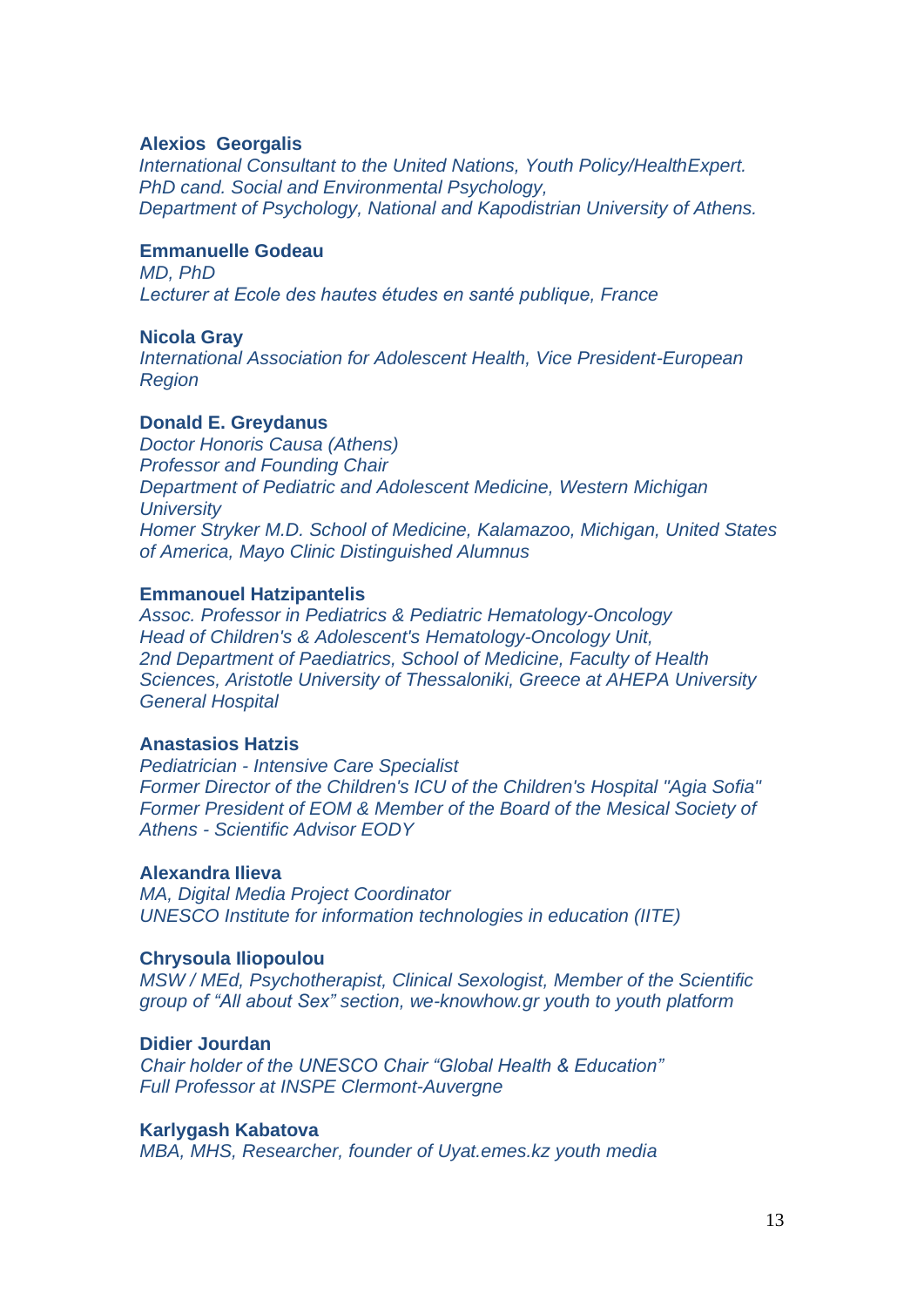**Alexios Georgalis**
*International Consultant to the United Nations, Youth Policy/HealthExpert.*
*PhD cand. Social and Environmental Psychology,*
*Department of Psychology, National and Kapodistrian University of Athens.*

**Emmanuelle Godeau**
*MD, PhD*
*Lecturer at Ecole des hautes études en santé publique, France*

**Nicola Gray**
*International Association for Adolescent Health, Vice President-European Region*

**Donald E. Greydanus**
*Doctor Honoris Causa (Athens)*
*Professor and Founding Chair*
*Department of Pediatric and Adolescent Medicine, Western Michigan University*
*Homer Stryker M.D. School of Medicine, Kalamazoo, Michigan, United States of America, Mayo Clinic Distinguished Alumnus*

**Emmanouel Hatzipantelis**
*Assoc. Professor in Pediatrics & Pediatric Hematology-Oncology*
*Head of Children's & Adolescent's Hematology-Oncology Unit,*
*2nd Department of Paediatrics, School of Medicine, Faculty of Health Sciences, Aristotle University of Thessaloniki, Greece at AHEPA University General Hospital*

**Anastasios Hatzis**
*Pediatrician - Intensive Care Specialist*
*Former Director of the Children's ICU of the Children's Hospital "Agia Sofia"*
*Former President of EOM & Member of the Board of the Mesical Society of Athens - Scientific Advisor EODY*

**Alexandra Ilieva**
*MA, Digital Media Project Coordinator*
*UNESCO Institute for information technologies in education (IITE)*

**Chrysoula Iliopoulou**
*MSW / MEd, Psychotherapist, Clinical Sexologist, Member of the Scientific group of "All about Sex" section, we-knowhow.gr youth to youth platform*

**Didier Jourdan**
*Chair holder of the UNESCO Chair "Global Health & Education"*
*Full Professor at INSPE Clermont-Auvergne*

**Karlygash Kabatova**
*MBA, MHS, Researcher, founder of Uyat.emes.kz youth media*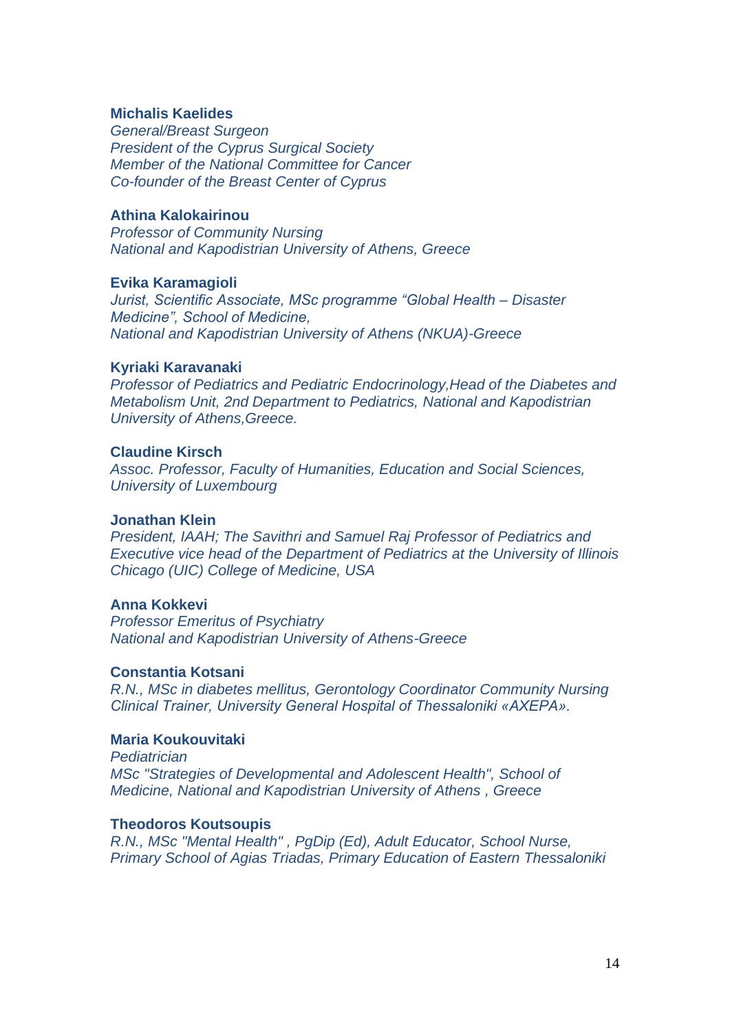**Michalis Kaelides**
*General/Breast Surgeon*
*President of the Cyprus Surgical Society*
*Member of the National Committee for Cancer*
*Co-founder of the Breast Center of Cyprus*

**Athina Kalokairinou**
*Professor of Community Nursing*
*National and Kapodistrian University of Athens, Greece*

**Evika Karamagioli**
*Jurist, Scientific Associate, MSc programme "Global Health – Disaster Medicine", School of Medicine,*
*National and Kapodistrian University of Athens (NKUA)-Greece*

**Kyriaki Karavanaki**
*Professor of Pediatrics and Pediatric Endocrinology,Head of the Diabetes and Metabolism Unit, 2nd Department to Pediatrics, National and Kapodistrian University of Athens,Greece.*

**Claudine Kirsch**
*Assoc. Professor, Faculty of Humanities, Education and Social Sciences, University of Luxembourg*

**Jonathan Klein**
*President, IAAH; The Savithri and Samuel Raj Professor of Pediatrics and Executive vice head of the Department of Pediatrics at the University of Illinois Chicago (UIC) College of Medicine, USA*

**Anna Kokkevi**
*Professor Emeritus of Psychiatry*
*National and Kapodistrian University of Athens-Greece*

**Constantia Kotsani**
*R.N., MSc in diabetes mellitus, Gerontology Coordinator Community Nursing Clinical Trainer, University General Hospital of Thessaloniki «AXEPA».*

**Maria Koukouvitaki**
*Pediatrician*
*MSc "Strategies of Developmental and Adolescent Health", School of Medicine, National and Kapodistrian University of Athens , Greece*

**Theodoros Koutsoupis**
*R.N., MSc "Mental Health" , PgDip (Ed), Adult Educator, School Nurse, Primary School of Agias Triadas, Primary Education of Eastern Thessaloniki*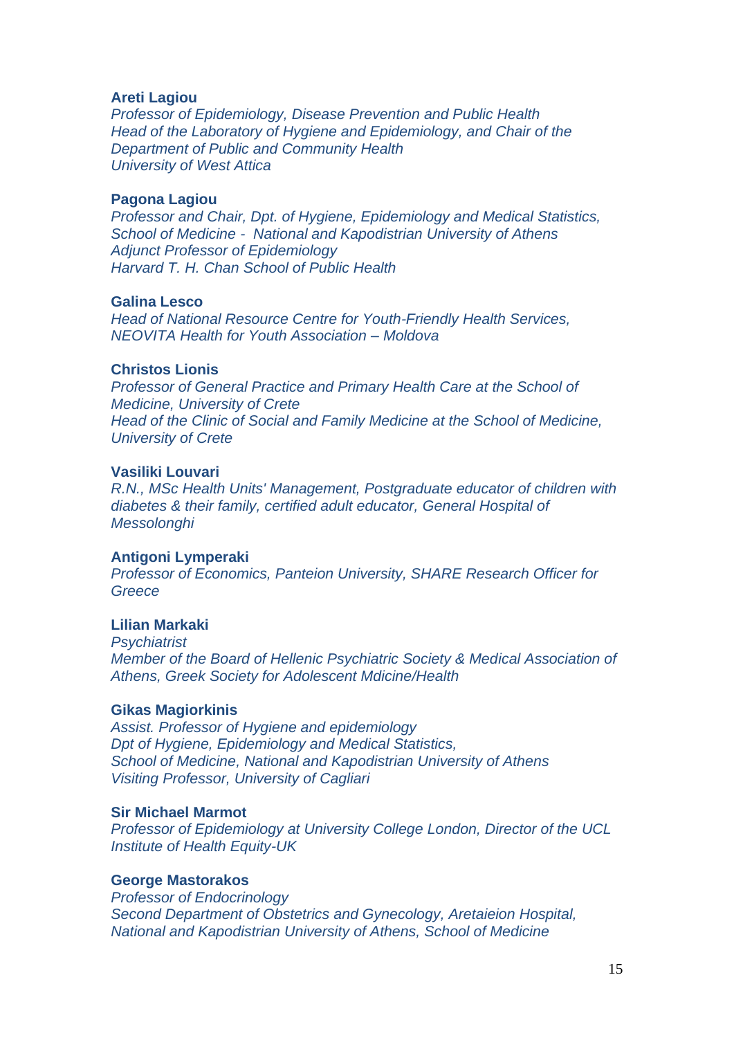**Areti Lagiou**
*Professor of Epidemiology, Disease Prevention and Public Health*
*Head of the Laboratory of Hygiene and Epidemiology, and Chair of the Department of Public and Community Health*
*University of West Attica*

**Pagona Lagiou**
*Professor and Chair, Dpt. of Hygiene, Epidemiology and Medical Statistics, School of Medicine - National and Kapodistrian University of Athens*
*Adjunct Professor of Epidemiology*
*Harvard T. H. Chan School of Public Health*

**Galina Lesco**
*Head of National Resource Centre for Youth-Friendly Health Services, NEOVITA Health for Youth Association – Moldova*

**Christos Lionis**
*Professor of General Practice and Primary Health Care at the School of Medicine, University of Crete*
*Head of the Clinic of Social and Family Medicine at the School of Medicine, University of Crete*

**Vasiliki Louvari**
*R.N., MSc Health Units' Management, Postgraduate educator of children with diabetes & their family, certified adult educator, General Hospital of Messolonghi*

**Antigoni Lymperaki**
*Professor of Economics, Panteion University, SHARE Research Officer for Greece*

**Lilian Markaki**
*Psychiatrist*
*Member of the Board of Hellenic Psychiatric Society & Medical Association of Athens, Greek Society for Adolescent Mdicine/Health*

**Gikas Magiorkinis**
*Assist. Professor of Hygiene and epidemiology*
*Dpt of Hygiene, Epidemiology and Medical Statistics,*
*School of Medicine, National and Kapodistrian University of Athens*
*Visiting Professor, University of Cagliari*

**Sir Michael Marmot**
*Professor of Epidemiology at University College London, Director of the UCL Institute of Health Equity-UK*

**George Mastorakos**
*Professor of Endocrinology*
*Second Department of Obstetrics and Gynecology, Aretaieion Hospital, National and Kapodistrian University of Athens, School of Medicine*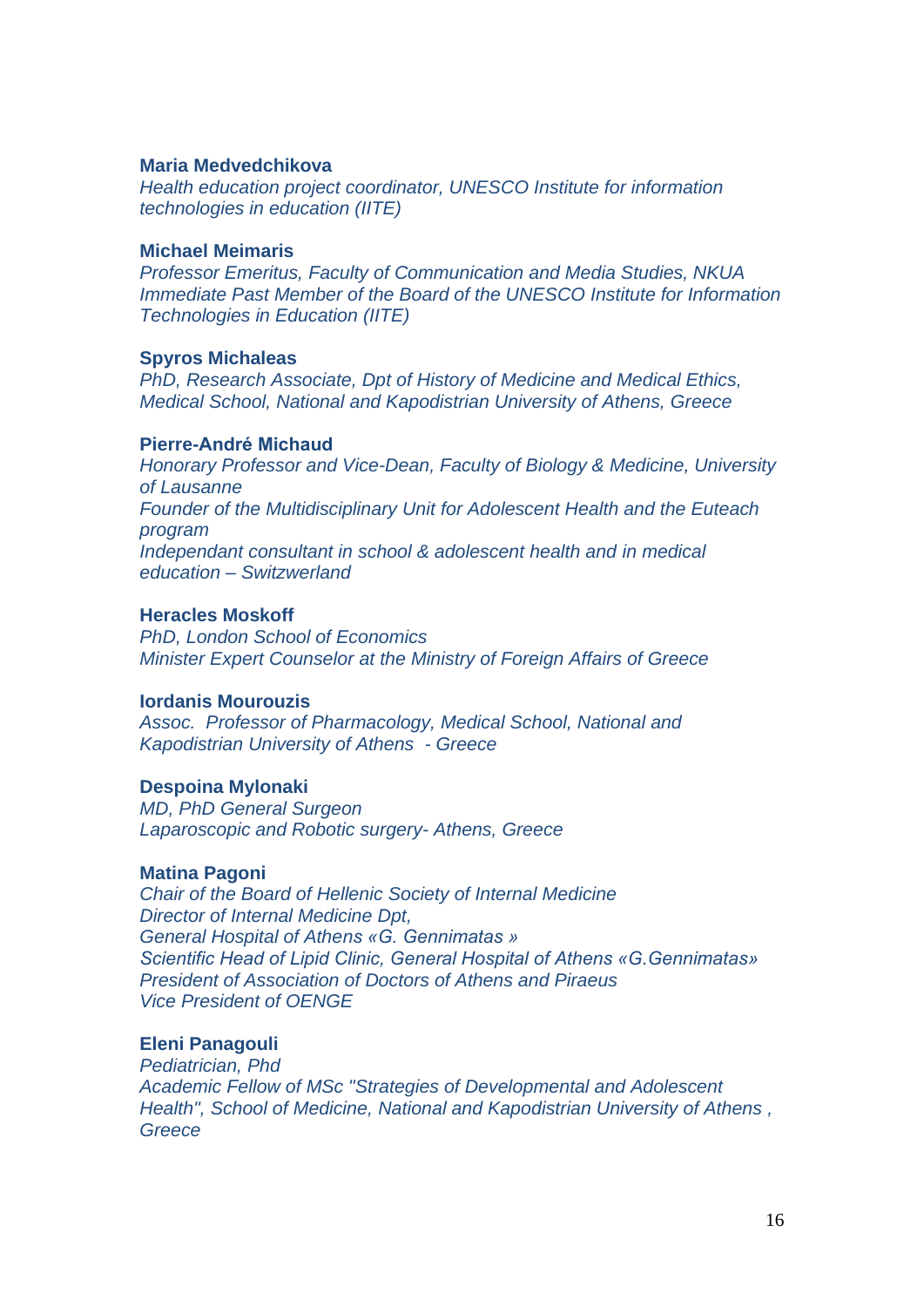**Maria Medvedchikova**
*Health education project coordinator, UNESCO Institute for information technologies in education (IITE)*

**Michael Meimaris**
*Professor Emeritus, Faculty of Communication and Media Studies, NKUA*
*Immediate Past Member of the Board of the UNESCO Institute for Information Technologies in Education (IITE)*

**Spyros Michaleas**
*PhD, Research Associate, Dpt of History of Medicine and Medical Ethics, Medical School, National and Kapodistrian University of Athens, Greece*

**Pierre-André Michaud**
*Honorary Professor and Vice-Dean, Faculty of Biology & Medicine, University of Lausanne*
*Founder of the Multidisciplinary Unit for Adolescent Health and the Euteach program*
*Independant consultant in school & adolescent health and in medical education – Switzerland*

**Heracles Moskoff**
*PhD, London School of Economics*
*Minister Expert Counselor at the Ministry of Foreign Affairs of Greece*

**Iordanis Mourouzis**
*Assoc. Professor of Pharmacology, Medical School, National and Kapodistrian University of Athens - Greece*

**Despoina Mylonaki**
*MD, PhD General Surgeon*
*Laparoscopic and Robotic surgery- Athens, Greece*

**Matina Pagoni**
*Chair of the Board of Hellenic Society of Internal Medicine*
*Director of Internal Medicine Dpt,*
*General Hospital of Athens «G. Gennimatas »*
*Scientific Head of Lipid Clinic, General Hospital of Athens «G.Gennimatas»*
*President of Association of Doctors of Athens and Piraeus*
*Vice President of OENGE*

**Eleni Panagouli**
*Pediatrician, Phd*
*Academic Fellow of MSc "Strategies of Developmental and Adolescent Health", School of Medicine, National and Kapodistrian University of Athens , Greece*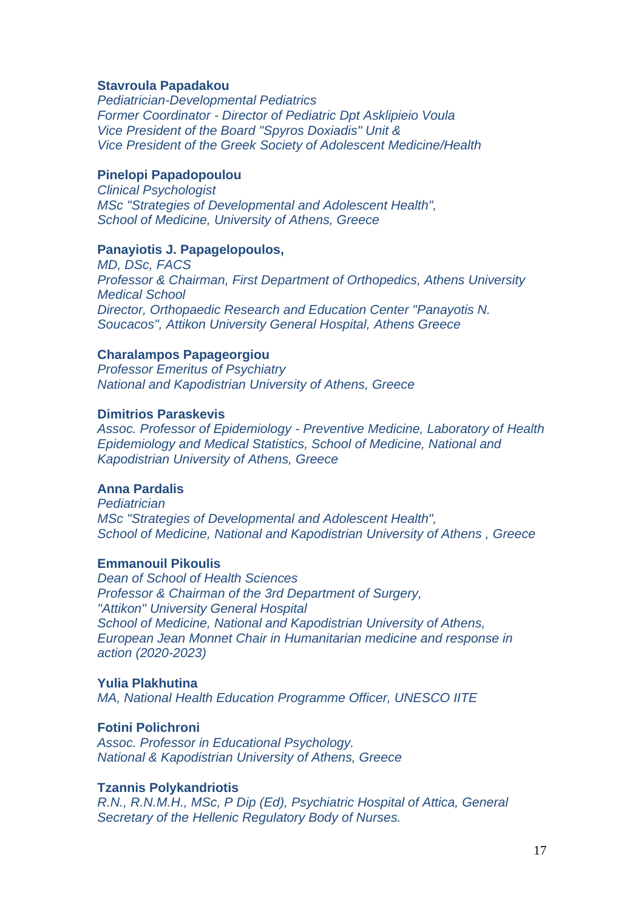**Stavroula Papadakou**
*Pediatrician-Developmental Pediatrics*
*Former Coordinator - Director of Pediatric Dpt Asklipieio Voula*
*Vice President of the Board "Spyros Doxiadis" Unit &*
*Vice President of the Greek Society of Adolescent Medicine/Health*

**Pinelopi Papadopoulou**
*Clinical Psychologist*
*MSc "Strategies of Developmental and Adolescent Health",*
*School of Medicine, University of Athens, Greece*

**Panayiotis J. Papagelopoulos,**
*MD, DSc, FACS*
*Professor & Chairman, First Department of Orthopedics, Athens University Medical School*
*Director, Orthopaedic Research and Education Center "Panayotis N. Soucacos", Attikon University General Hospital, Athens Greece*

**Charalampos Papageorgiou**
*Professor Emeritus of Psychiatry*
*National and Kapodistrian University of Athens, Greece*

**Dimitrios Paraskevis**
*Assoc. Professor of Epidemiology - Preventive Medicine, Laboratory of Health Epidemiology and Medical Statistics, School of Medicine, National and Kapodistrian University of Athens, Greece*

**Anna Pardalis**
*Pediatrician*
*MSc "Strategies of Developmental and Adolescent Health",*
*School of Medicine, National and Kapodistrian University of Athens , Greece*

**Emmanouil Pikoulis**
*Dean of School of Health Sciences*
*Professor & Chairman of the 3rd Department of Surgery,*
*"Attikon" University General Hospital*
*School of Medicine, National and Kapodistrian University of Athens,*
*European Jean Monnet Chair in Humanitarian medicine and response in action (2020-2023)*

**Yulia Plakhutina**
*MA, National Health Education Programme Officer, UNESCO IITE*

**Fotini Polichroni**
*Assoc. Professor in Educational Psychology.*
*National & Kapodistrian University of Athens, Greece*

**Tzannis Polykandriotis**
*R.N., R.N.M.H., MSc, P Dip (Ed), Psychiatric Hospital of Attica, General Secretary of the Hellenic Regulatory Body of Nurses.*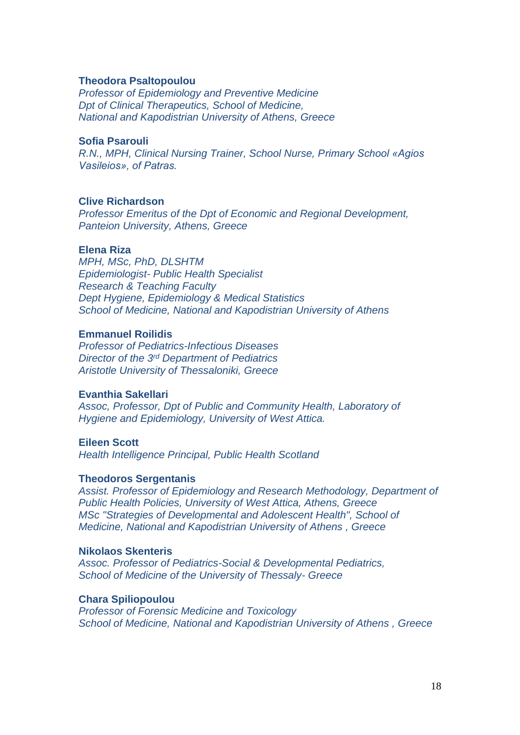**Theodora Psaltopoulou**
*Professor of Epidemiology and Preventive Medicine*
*Dpt of Clinical Therapeutics, School of Medicine,*
*National and Kapodistrian University of Athens, Greece*

**Sofia Psarouli**
*R.N., MPH, Clinical Nursing Trainer, School Nurse, Primary School «Agios Vasileios», of Patras.*

**Clive Richardson**
*Professor Emeritus of the Dpt of Economic and Regional Development, Panteion University, Athens, Greece*

**Elena Riza**
*MPH, MSc, PhD, DLSHTM*
*Epidemiologist- Public Health Specialist*
*Research & Teaching Faculty*
*Dept Hygiene, Epidemiology & Medical Statistics*
*School of Medicine, National and Kapodistrian University of Athens*

**Emmanuel Roilidis**
*Professor of Pediatrics-Infectious Diseases*
*Director of the 3rd Department of Pediatrics*
*Aristotle University of Thessaloniki, Greece*

**Evanthia Sakellari**
*Assoc, Professor, Dpt of Public and Community Health, Laboratory of Hygiene and Epidemiology, University of West Attica.*

**Eileen Scott**
*Health Intelligence Principal, Public Health Scotland*

**Theodoros Sergentanis**
*Assist. Professor of Epidemiology and Research Methodology, Department of Public Health Policies, University of West Attica, Athens, Greece*
*MSc "Strategies of Developmental and Adolescent Health", School of Medicine, National and Kapodistrian University of Athens , Greece*

**Nikolaos Skenteris**
*Assoc. Professor of Pediatrics-Social & Developmental Pediatrics, School of Medicine of the University of Thessaly- Greece*

**Chara Spiliopoulou**
*Professor of Forensic Medicine and Toxicology*
*School of Medicine, National and Kapodistrian University of Athens , Greece*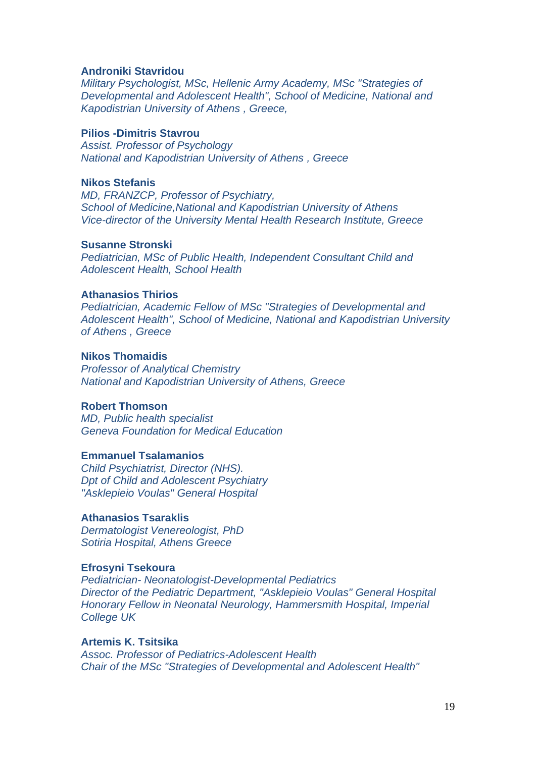**Androniki Stavridou**
*Military Psychologist, MSc, Hellenic Army Academy, MSc "Strategies of Developmental and Adolescent Health", School of Medicine, National and Kapodistrian University of Athens , Greece,*

**Pilios -Dimitris Stavrou**
*Assist. Professor of Psychology*
*National and Kapodistrian University of Athens , Greece*

**Nikos Stefanis**
*MD, FRANZCP, Professor of Psychiatry,*
*School of Medicine,National and Kapodistrian University of Athens*
*Vice-director of the University Mental Health Research Institute, Greece*

**Susanne Stronski**
*Pediatrician, MSc of Public Health, Independent Consultant Child and Adolescent Health, School Health*

**Athanasios Thirios**
*Pediatrician, Academic Fellow of MSc "Strategies of Developmental and Adolescent Health", School of Medicine, National and Kapodistrian University of Athens , Greece*

**Nikos Thomaidis**
*Professor of Analytical Chemistry*
*National and Kapodistrian University of Athens, Greece*

**Robert Thomson**
*MD, Public health specialist*
*Geneva Foundation for Medical Education*

**Emmanuel Tsalamanios**
*Child Psychiatrist, Director (NHS).*
*Dpt of Child and Adolescent Psychiatry*
*"Asklepieio Voulas" General Hospital*

**Athanasios Tsaraklis**
*Dermatologist Venereologist, PhD*
*Sotiria Hospital, Athens Greece*

**Efrosyni Tsekoura**
*Pediatrician- Neonatologist-Developmental Pediatrics*
*Director of the Pediatric Department, "Asklepieio Voulas" General Hospital*
*Honorary Fellow in Neonatal Neurology, Hammersmith Hospital, Imperial College UK*

**Artemis K. Tsitsika**
*Assoc. Professor of Pediatrics-Adolescent Health*
*Chair of the MSc "Strategies of Developmental and Adolescent Health"*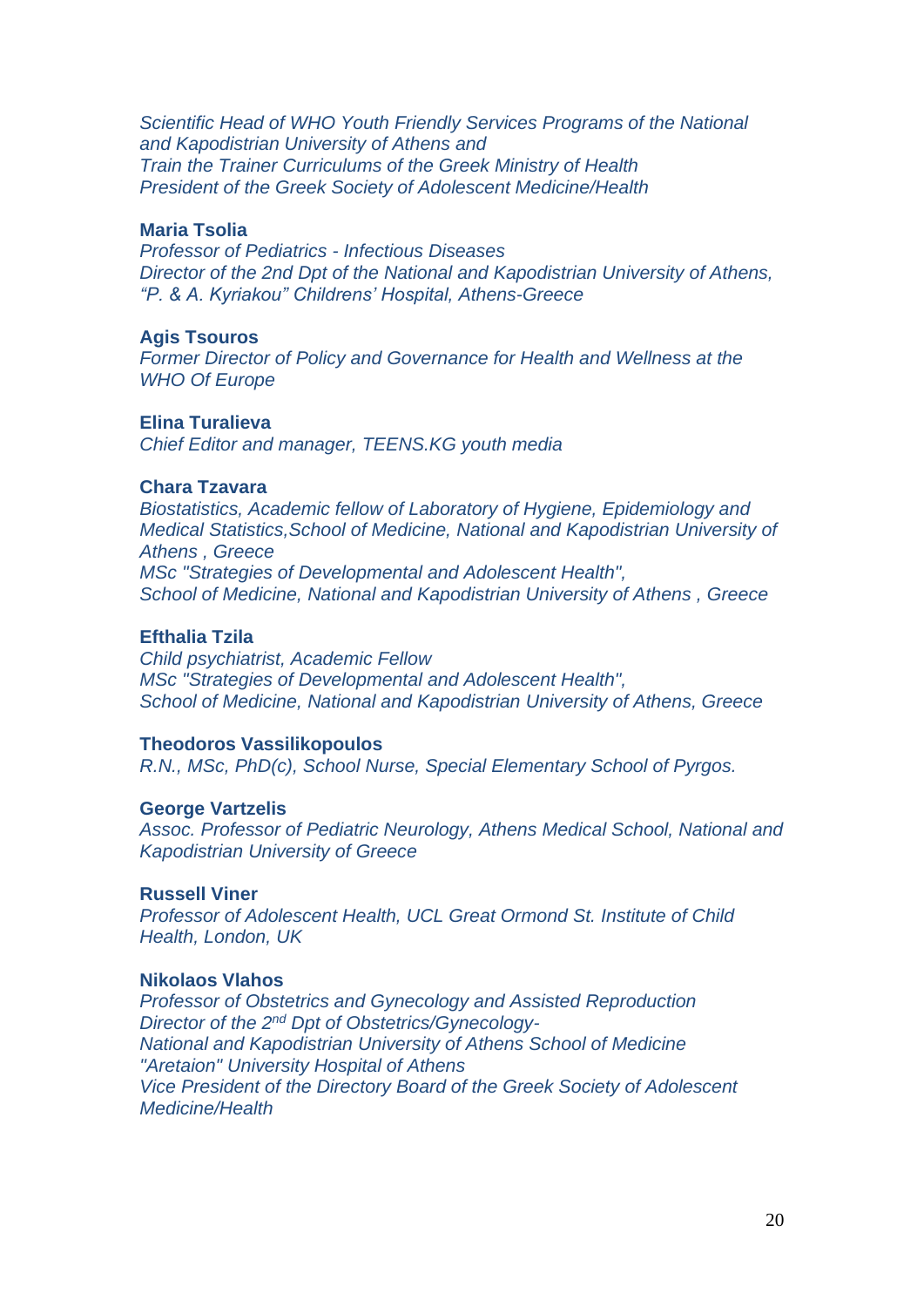*Scientific Head of WHO Youth Friendly Services Programs of the National and Kapodistrian University of Athens and*
*Train the Trainer Curriculums of the Greek Ministry of Health*
*President of the Greek Society of Adolescent Medicine/Health*

**Maria Tsolia**
*Professor of Pediatrics - Infectious Diseases*
*Director of the 2nd Dpt of the National and Kapodistrian University of Athens, "P. & A. Kyriakou" Childrens' Hospital, Athens-Greece*

**Agis Tsouros**
*Former Director of Policy and Governance for Health and Wellness at the WHO Of Europe*

**Elina Turalieva**
*Chief Editor and manager, TEENS.KG youth media*

**Chara Tzavara**
*Biostatistics, Academic fellow of Laboratory of Hygiene, Epidemiology and Medical Statistics,School of Medicine, National and Kapodistrian University of Athens , Greece*
*MSc "Strategies of Developmental and Adolescent Health",*
*School of Medicine, National and Kapodistrian University of Athens , Greece*

**Efthalia Tzila**
*Child psychiatrist, Academic Fellow*
*MSc "Strategies of Developmental and Adolescent Health",*
*School of Medicine, National and Kapodistrian University of Athens, Greece*

**Theodoros Vassilikopoulos**
*R.N., MSc, PhD(c), School Nurse, Special Elementary School of Pyrgos.*

**George Vartzelis**
*Assoc. Professor of Pediatric Neurology, Athens Medical School, National and Kapodistrian University of Greece*

**Russell Viner**
*Professor of Adolescent Health, UCL Great Ormond St. Institute of Child Health, London, UK*

**Nikolaos Vlahos**
*Professor of Obstetrics and Gynecology and Assisted Reproduction*
*Director of the 2nd Dpt of Obstetrics/Gynecology-*
*National and Kapodistrian University of Athens School of Medicine*
*"Aretaion" University Hospital of Athens*
*Vice President of the Directory Board of the Greek Society of Adolescent Medicine/Health*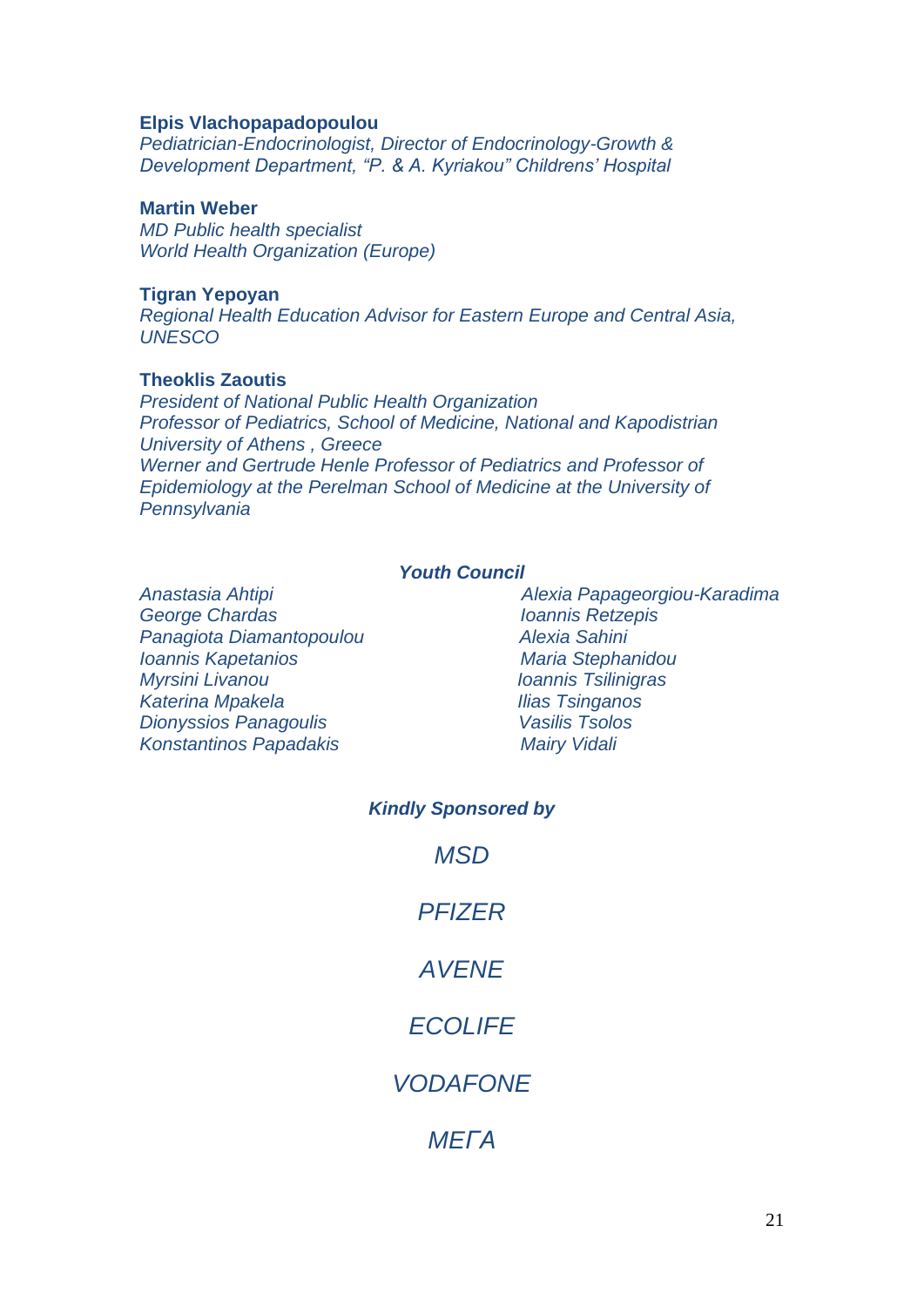**Elpis Vlachopapadopoulou**
*Pediatrician-Endocrinologist, Director of Endocrinology-Growth & Development Department, "P. & A. Kyriakou" Childrens' Hospital*

**Martin Weber**
*MD Public health specialist*
*World Health Organization (Europe)*

**Tigran Yepoyan**
*Regional Health Education Advisor for Eastern Europe and Central Asia, UNESCO*

**Theoklis Zaoutis**
*President of National Public Health Organization*
*Professor of Pediatrics, School of Medicine, National and Kapodistrian University of Athens , Greece*
*Werner and Gertrude Henle Professor of Pediatrics and Professor of Epidemiology at the Perelman School of Medicine at the University of Pennsylvania*

***Youth Council***

*Anastasia Ahtipi*
*George Chardas*
*Panagiota Diamantopoulou*
*Ioannis Kapetanios*
*Myrsini Livanou*
*Katerina Mpakela*
*Dionyssios Panagoulis*
*Konstantinos Papadakis*
*Alexia Papageorgiou-Karadima*
*Ioannis Retzepis*
*Alexia Sahini*
*Maria Stephanidou*
*Ioannis Tsilinigras*
*Ilias Tsinganos*
*Vasilis Tsolos*
*Mairy Vidali*

***Kindly Sponsored by***

*MSD*

*PFIZER*

*AVENE*

*ECOLIFE*

*VODAFONE*

*ΜΕΓΑ*